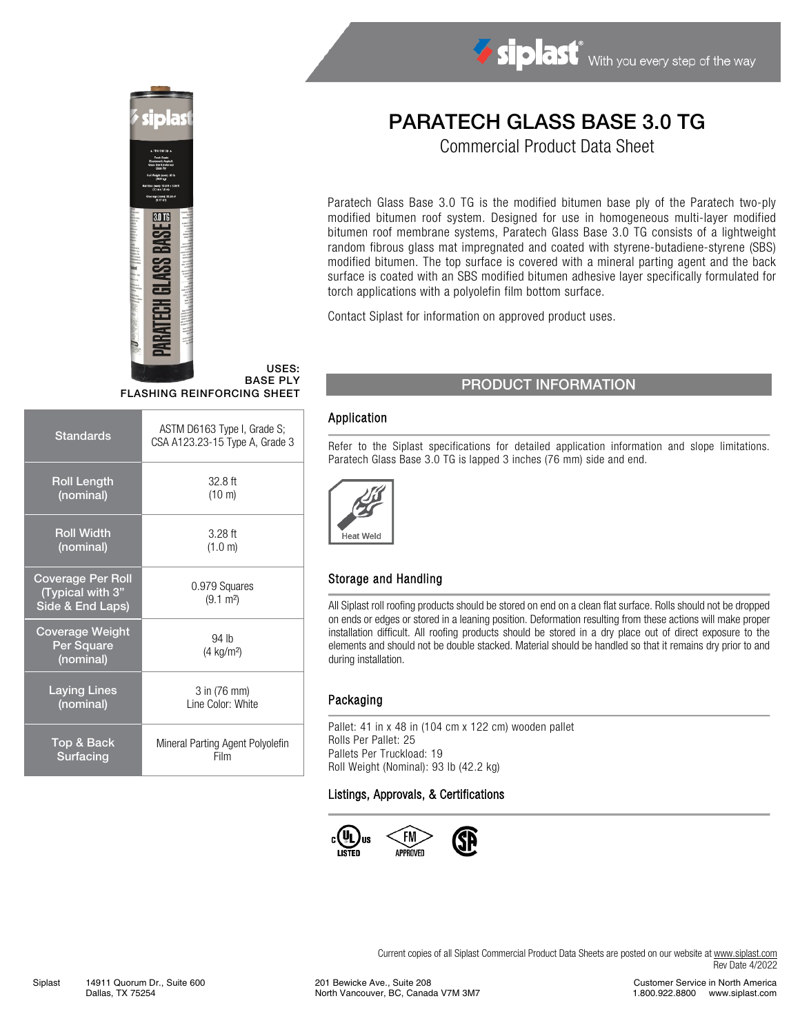# PARATECH GLASS BASE 3.0 TG

Commercial Product Data Sheet

Paratech Glass Base 3.0 TG is the modified bitumen base ply of the Paratech two-ply modified bitumen roof system. Designed for use in homogeneous multi-layer modified bitumen roof membrane systems, Paratech Glass Base 3.0 TG consists of a lightweight random fibrous glass mat impregnated and coated with styrene-butadiene-styrene (SBS) modified bitumen. The top surface is covered with a mineral parting agent and the back surface is coated with an SBS modified bitumen adhesive layer specifically formulated for torch applications with a polyolefin film bottom surface.

Contact Siplast for information on approved product uses.

**USES:**
**BASE PLY**
**FLASHING REINFORCING SHEET**

| Standards | ASTM D6163 Type I, Grade S; CSA A123.23-15 Type A, Grade 3 |
|---|---|
| Roll Length (nominal) | 32.8 ft (10 m) |
| Roll Width (nominal) | 3.28 ft (1.0 m) |
| Coverage Per Roll (Typical with 3" Side & End Laps) | 0.979 Squares (9.1 m²) |
| Coverage Weight Per Square (nominal) | 94 lb (4 kg/m²) |
| Laying Lines (nominal) | 3 in (76 mm) Line Color: White |
| Top & Back Surfacing | Mineral Parting Agent Polyolefin Film |

## PRODUCT INFORMATION

### Application

Refer to the Siplast specifications for detailed application information and slope limitations. Paratech Glass Base 3.0 TG is lapped 3 inches (76 mm) side and end.

Heat Weld

### Storage and Handling

All Siplast roll roofing products should be stored on end on a clean flat surface. Rolls should not be dropped on ends or edges or stored in a leaning position. Deformation resulting from these actions will make proper installation difficult. All roofing products should be stored in a dry place out of direct exposure to the elements and should not be double stacked. Material should be handled so that it remains dry prior to and during installation.

### Packaging

Pallet: 41 in x 48 in (104 cm x 122 cm) wooden pallet
Rolls Per Pallet: 25
Pallets Per Truckload: 19
Roll Weight (Nominal): 93 lb (42.2 kg)

### Listings, Approvals, & Certifications

Current copies of all Siplast Commercial Product Data Sheets are posted on our website at www.siplast.com
Rev Date 4/2022

Siplast 14911 Quorum Dr., Suite 600 Dallas, TX 75254 | 201 Bewicke Ave., Suite 208 North Vancouver, BC, Canada V7M 3M7 | Customer Service in North America 1.800.922.8800 www.siplast.com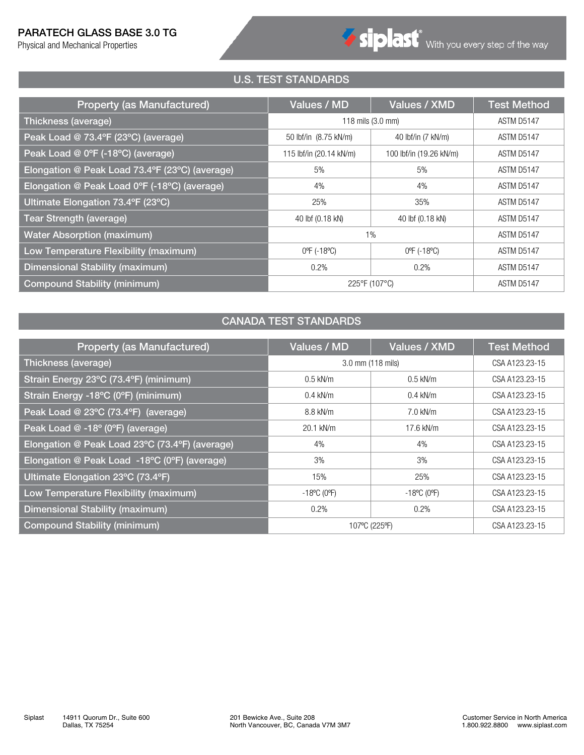# PARATECH GLASS BASE 3.0 TG

Physical and Mechanical Properties

## U.S. TEST STANDARDS

| Property (as Manufactured) | Values / MD | Values / XMD | Test Method |
|---|---|---|---|
| Thickness (average) | 118 mils (3.0 mm) | | ASTM D5147 |
| Peak Load @ 73.4°F (23°C) (average) | 50 lbf/in (8.75 kN/m) | 40 lbf/in (7 kN/m) | ASTM D5147 |
| Peak Load @ 0°F (-18°C) (average) | 115 lbf/in (20.14 kN/m) | 100 lbf/in (19.26 kN/m) | ASTM D5147 |
| Elongation @ Peak Load 73.4°F (23°C) (average) | 5% | 5% | ASTM D5147 |
| Elongation @ Peak Load 0°F (-18°C) (average) | 4% | 4% | ASTM D5147 |
| Ultimate Elongation 73.4°F (23°C) | 25% | 35% | ASTM D5147 |
| Tear Strength (average) | 40 lbf (0.18 kN) | 40 lbf (0.18 kN) | ASTM D5147 |
| Water Absorption (maximum) | 1% | | ASTM D5147 |
| Low Temperature Flexibility (maximum) | 0ºF (-18ºC) | 0ºF (-18ºC) | ASTM D5147 |
| Dimensional Stability (maximum) | 0.2% | 0.2% | ASTM D5147 |
| Compound Stability (minimum) | 225°F (107°C) | | ASTM D5147 |

## CANADA TEST STANDARDS

| Property (as Manufactured) | Values / MD | Values / XMD | Test Method |
|---|---|---|---|
| Thickness (average) | 3.0 mm (118 mils) | | CSA A123.23-15 |
| Strain Energy 23°C (73.4°F) (minimum) | 0.5 kN/m | 0.5 kN/m | CSA A123.23-15 |
| Strain Energy -18°C (0°F) (minimum) | 0.4 kN/m | 0.4 kN/m | CSA A123.23-15 |
| Peak Load @ 23°C (73.4°F) (average) | 8.8 kN/m | 7.0 kN/m | CSA A123.23-15 |
| Peak Load @ -18° (0°F) (average) | 20.1 kN/m | 17.6 kN/m | CSA A123.23-15 |
| Elongation @ Peak Load 23°C (73.4°F) (average) | 4% | 4% | CSA A123.23-15 |
| Elongation @ Peak Load -18°C (0°F) (average) | 3% | 3% | CSA A123.23-15 |
| Ultimate Elongation 23°C (73.4°F) | 15% | 25% | CSA A123.23-15 |
| Low Temperature Flexibility (maximum) | -18ºC (0ºF) | -18ºC (0ºF) | CSA A123.23-15 |
| Dimensional Stability (maximum) | 0.2% | 0.2% | CSA A123.23-15 |
| Compound Stability (minimum) | 107ºC (225ºF) | | CSA A123.23-15 |

Siplast 14911 Quorum Dr., Suite 600
Dallas, TX 75254

201 Bewicke Ave., Suite 208
North Vancouver, BC, Canada V7M 3M7

Customer Service in North America
1.800.922.8800 www.siplast.com